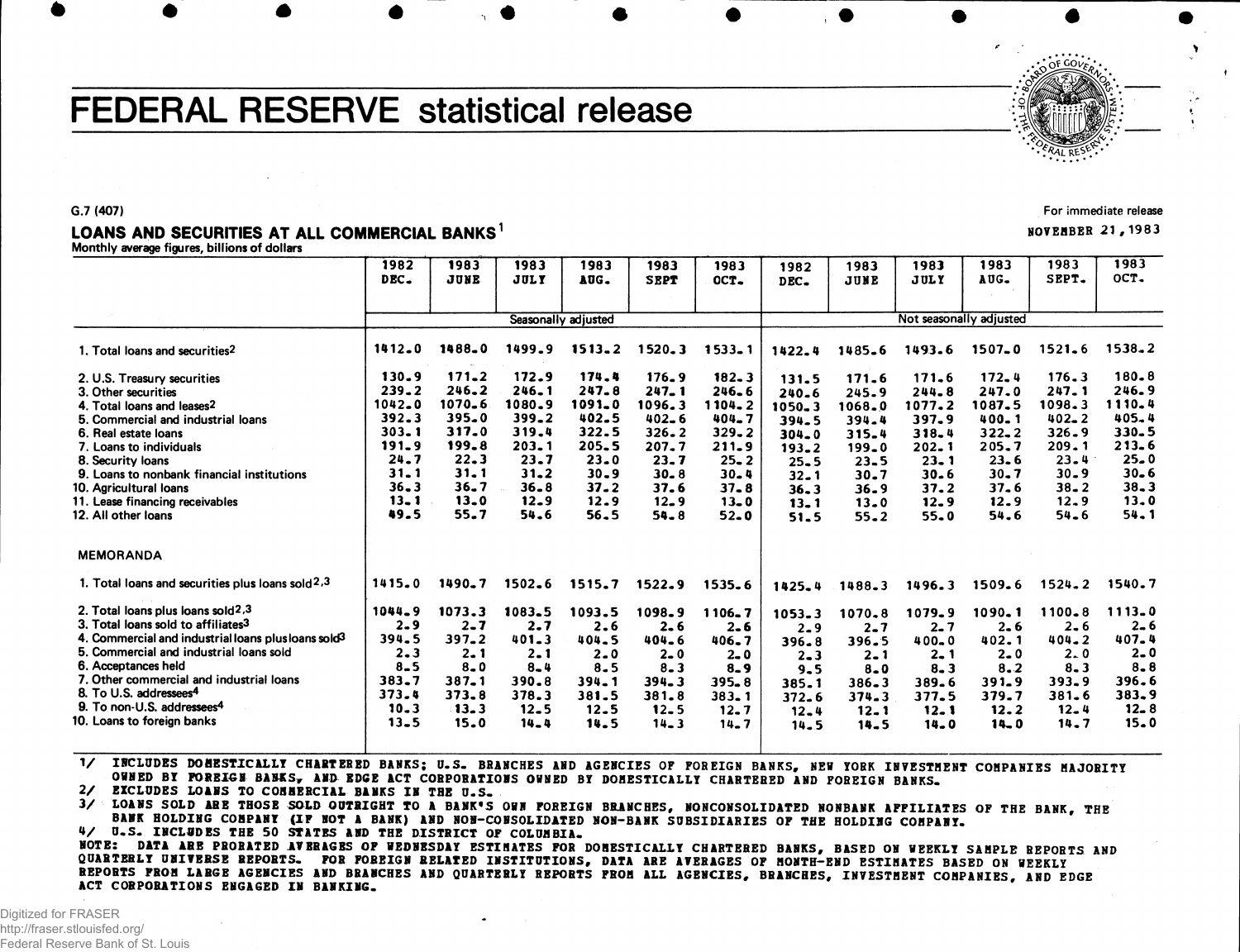# FEDERAL RESERVE statistical release

G.7 (407)

For immediate release

NOVEMBER 21, 1983

## LOANS AND SECURITIES AT ALL COMMERCIAL BANKS[1]

Monthly average figures, billions of dollars

| | 1982 DEC. | 1983 JUNE | 1983 JULY | 1983 AUG. | 1983 SEPT | 1983 OCT. | 1982 DEC. | 1983 JUNE | 1983 JULY | 1983 AUG. | 1983 SEPT. | 1983 OCT. |
|---|---|---|---|---|---|---|---|---|---|---|---|---|
| | Seasonally adjusted | | | | | | Not seasonally adjusted | | | | | |
| 1. Total loans and securities[2] | 1412.0 | 1488.0 | 1499.9 | 1513.2 | 1520.3 | 1533.1 | 1422.4 | 1485.6 | 1493.6 | 1507.0 | 1521.6 | 1538.2 |
| 2. U.S. Treasury securities | 130.9 | 171.2 | 172.9 | 174.4 | 176.9 | 182.3 | 131.5 | 171.6 | 171.6 | 172.4 | 176.3 | 180.8 |
| 3. Other securities | 239.2 | 246.2 | 246.1 | 247.8 | 247.1 | 246.6 | 240.6 | 245.9 | 244.8 | 247.0 | 247.1 | 246.9 |
| 4. Total loans and leases[2] | 1042.0 | 1070.6 | 1080.9 | 1091.0 | 1096.3 | 1104.2 | 1050.3 | 1068.0 | 1077.2 | 1087.5 | 1098.3 | 1110.4 |
| 5. Commercial and industrial loans | 392.3 | 395.0 | 399.2 | 402.5 | 402.6 | 404.7 | 394.5 | 394.4 | 397.9 | 400.1 | 402.2 | 405.4 |
| 6. Real estate loans | 303.1 | 317.0 | 319.4 | 322.5 | 326.2 | 329.2 | 304.0 | 315.4 | 318.4 | 322.2 | 326.9 | 330.5 |
| 7. Loans to individuals | 191.9 | 199.8 | 203.1 | 205.5 | 207.7 | 211.9 | 193.2 | 199.0 | 202.1 | 205.7 | 209.1 | 213.6 |
| 8. Security loans | 24.7 | 22.3 | 23.7 | 23.0 | 23.7 | 25.2 | 25.5 | 23.5 | 23.1 | 23.6 | 23.4 | 25.0 |
| 9. Loans to nonbank financial institutions | 31.1 | 31.1 | 31.2 | 30.9 | 30.8 | 30.4 | 32.1 | 30.7 | 30.6 | 30.7 | 30.9 | 30.6 |
| 10. Agricultural loans | 36.3 | 36.7 | 36.8 | 37.2 | 37.6 | 37.8 | 36.3 | 36.9 | 37.2 | 37.6 | 38.2 | 38.3 |
| 11. Lease financing receivables | 13.1 | 13.0 | 12.9 | 12.9 | 12.9 | 13.0 | 13.1 | 13.0 | 12.9 | 12.9 | 12.9 | 13.0 |
| 12. All other loans | 49.5 | 55.7 | 54.6 | 56.5 | 54.8 | 52.0 | 51.5 | 55.2 | 55.0 | 54.6 | 54.6 | 54.1 |
| **MEMORANDA** | | | | | | | | | | | | |
| 1. Total loans and securities plus loans sold[2,3] | 1415.0 | 1490.7 | 1502.6 | 1515.7 | 1522.9 | 1535.6 | 1425.4 | 1488.3 | 1496.3 | 1509.6 | 1524.2 | 1540.7 |
| 2. Total loans plus loans sold[2,3] | 1044.9 | 1073.3 | 1083.5 | 1093.5 | 1098.9 | 1106.7 | 1053.3 | 1070.8 | 1079.9 | 1090.1 | 1100.8 | 1113.0 |
| 3. Total loans sold to affiliates[3] | 2.9 | 2.7 | 2.7 | 2.6 | 2.6 | 2.6 | 2.9 | 2.7 | 2.7 | 2.6 | 2.6 | 2.6 |
| 4. Commercial and industrial loans plus loans sold[3] | 394.5 | 397.2 | 401.3 | 404.5 | 404.6 | 406.7 | 396.8 | 396.5 | 400.0 | 402.1 | 404.2 | 407.4 |
| 5. Commercial and industrial loans sold | 2.3 | 2.1 | 2.1 | 2.0 | 2.0 | 2.0 | 2.3 | 2.1 | 2.1 | 2.0 | 2.0 | 2.0 |
| 6. Acceptances held | 8.5 | 8.0 | 8.4 | 8.5 | 8.3 | 8.9 | 9.5 | 8.0 | 8.3 | 8.2 | 8.3 | 8.8 |
| 7. Other commercial and industrial loans | 383.7 | 387.1 | 390.8 | 394.1 | 394.3 | 395.8 | 385.1 | 386.3 | 389.6 | 391.9 | 393.9 | 396.6 |
| 8. To U.S. addressees[4] | 373.4 | 373.8 | 378.3 | 381.5 | 381.8 | 383.1 | 372.6 | 374.3 | 377.5 | 379.7 | 381.6 | 383.9 |
| 9. To non-U.S. addressees[4] | 10.3 | 13.3 | 12.5 | 12.5 | 12.5 | 12.7 | 12.4 | 12.1 | 12.1 | 12.2 | 12.4 | 12.8 |
| 10. Loans to foreign banks | 13.5 | 15.0 | 14.4 | 14.5 | 14.3 | 14.7 | 14.5 | 14.5 | 14.0 | 14.0 | 14.7 | 15.0 |

1/ INCLUDES DOMESTICALLY CHARTERED BANKS; U.S. BRANCHES AND AGENCIES OF FOREIGN BANKS, NEW YORK INVESTMENT COMPANIES MAJORITY OWNED BY FOREIGN BANKS, AND EDGE ACT CORPORATIONS OWNED BY DOMESTICALLY CHARTERED AND FOREIGN BANKS.

2/ EXCLUDES LOANS TO COMMERCIAL BANKS IN THE U.S.

3/ LOANS SOLD ARE THOSE SOLD OUTRIGHT TO A BANK'S OWN FOREIGN BRANCHES, NONCONSOLIDATED NONBANK AFFILIATES OF THE BANK, THE BANK HOLDING COMPANY (IF NOT A BANK) AND NON-CONSOLIDATED NON-BANK SUBSIDIARIES OF THE HOLDING COMPANY.

4/ U.S. INCLUDES THE 50 STATES AND THE DISTRICT OF COLUMBIA.

NOTE: DATA ARE PRORATED AVERAGES OF WEDNESDAY ESTIMATES FOR DOMESTICALLY CHARTERED BANKS, BASED ON WEEKLY SAMPLE REPORTS AND QUARTERLY UNIVERSE REPORTS. FOR FOREIGN RELATED INSTITUTIONS, DATA ARE AVERAGES OF MONTH-END ESTIMATES BASED ON WEEKLY REPORTS FROM LARGE AGENCIES AND BRANCHES AND QUARTERLY REPORTS FROM ALL AGENCIES, BRANCHES, INVESTMENT COMPANIES, AND EDGE ACT CORPORATIONS ENGAGED IN BANKING.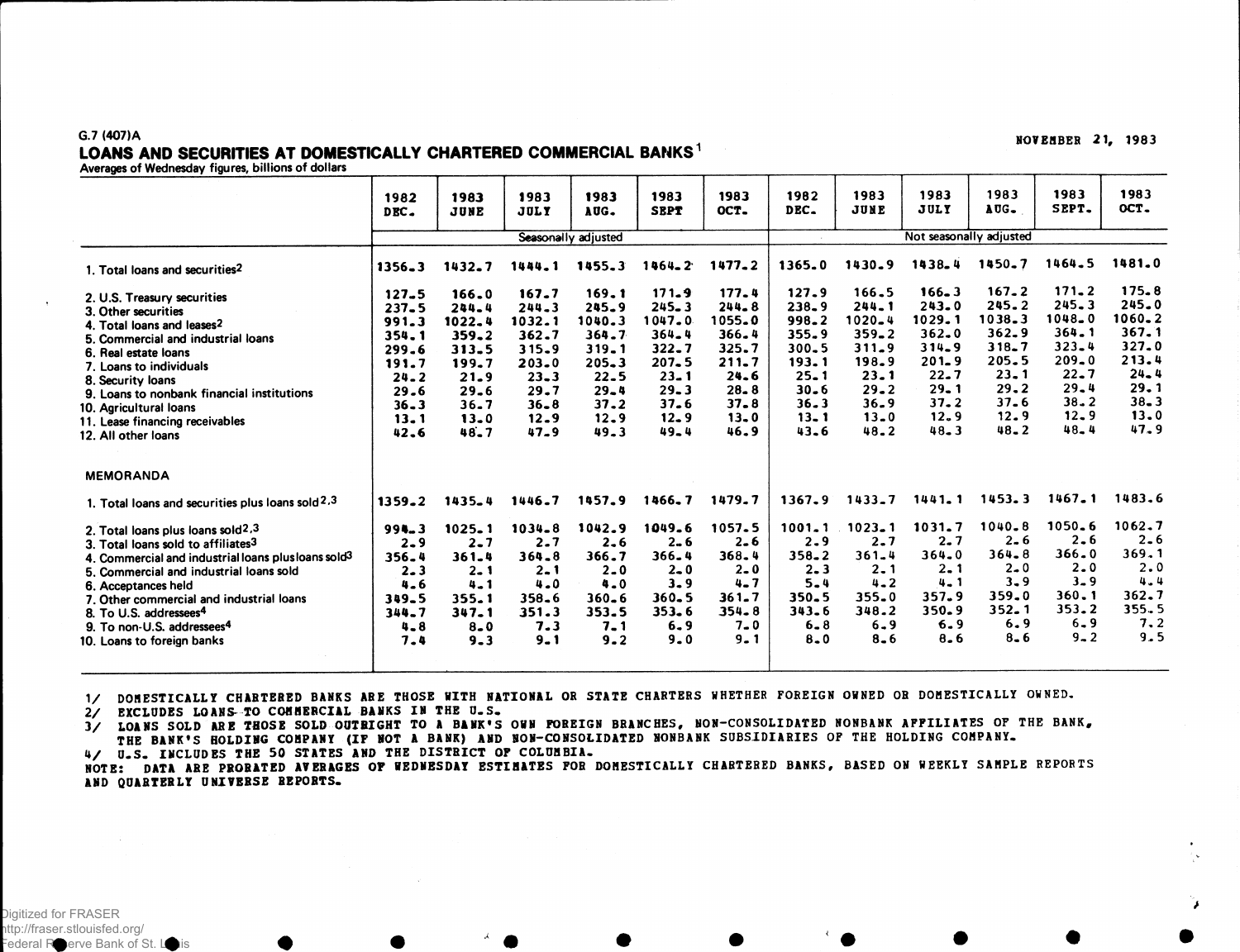G.7 (407)A

NOVEMBER 21, 1983

## LOANS AND SECURITIES AT DOMESTICALLY CHARTERED COMMERCIAL BANKS[1]

Averages of Wednesday figures, billions of dollars

| | 1982 DEC. | 1983 JUNE | 1983 JULY | 1983 AUG. | 1983 SEPT | 1983 OCT. | 1982 DEC. | 1983 JUNE | 1983 JULY | 1983 AUG. | 1983 SEPT. | 1983 OCT. |
|---|---|---|---|---|---|---|---|---|---|---|---|---|
| | Seasonally adjusted | | | | | | Not seasonally adjusted | | | | | |
| 1. Total loans and securities[2] | 1356.3 | 1432.7 | 1444.1 | 1455.3 | 1464.2 | 1477.2 | 1365.0 | 1430.9 | 1438.4 | 1450.7 | 1464.5 | 1481.0 |
| 2. U.S. Treasury securities | 127.5 | 166.0 | 167.7 | 169.1 | 171.9 | 177.4 | 127.9 | 166.5 | 166.3 | 167.2 | 171.2 | 175.8 |
| 3. Other securities | 237.5 | 244.4 | 244.3 | 245.9 | 245.3 | 244.8 | 238.9 | 244.1 | 243.0 | 245.2 | 245.3 | 245.0 |
| 4. Total loans and leases[2] | 991.3 | 1022.4 | 1032.1 | 1040.3 | 1047.0 | 1055.0 | 998.2 | 1020.4 | 1029.1 | 1038.3 | 1048.0 | 1060.2 |
| 5. Commercial and industrial loans | 354.1 | 359.2 | 362.7 | 364.7 | 364.4 | 366.4 | 355.9 | 359.2 | 362.0 | 362.9 | 364.1 | 367.1 |
| 6. Real estate loans | 299.6 | 313.5 | 315.9 | 319.1 | 322.7 | 325.7 | 300.5 | 311.9 | 314.9 | 318.7 | 323.4 | 327.0 |
| 7. Loans to individuals | 191.7 | 199.7 | 203.0 | 205.3 | 207.5 | 211.7 | 193.1 | 198.9 | 201.9 | 205.5 | 209.0 | 213.4 |
| 8. Security loans | 24.2 | 21.9 | 23.3 | 22.5 | 23.1 | 24.6 | 25.1 | 23.1 | 22.7 | 23.1 | 22.7 | 24.4 |
| 9. Loans to nonbank financial institutions | 29.6 | 29.6 | 29.7 | 29.4 | 29.3 | 28.8 | 30.6 | 29.2 | 29.1 | 29.2 | 29.4 | 29.1 |
| 10. Agricultural loans | 36.3 | 36.7 | 36.8 | 37.2 | 37.6 | 37.8 | 36.3 | 36.9 | 37.2 | 37.6 | 38.2 | 38.3 |
| 11. Lease financing receivables | 13.1 | 13.0 | 12.9 | 12.9 | 12.9 | 13.0 | 13.1 | 13.0 | 12.9 | 12.9 | 12.9 | 13.0 |
| 12. All other loans | 42.6 | 48.7 | 47.9 | 49.3 | 49.4 | 46.9 | 43.6 | 48.2 | 48.3 | 48.2 | 48.4 | 47.9 |
| **MEMORANDA** | | | | | | | | | | | | |
| 1. Total loans and securities plus loans sold[2,3] | 1359.2 | 1435.4 | 1446.7 | 1457.9 | 1466.7 | 1479.7 | 1367.9 | 1433.7 | 1441.1 | 1453.3 | 1467.1 | 1483.6 |
| 2. Total loans plus loans sold[2,3] | 994.3 | 1025.1 | 1034.8 | 1042.9 | 1049.6 | 1057.5 | 1001.1 | 1023.1 | 1031.7 | 1040.8 | 1050.6 | 1062.7 |
| 3. Total loans sold to affiliates[3] | 2.9 | 2.7 | 2.7 | 2.6 | 2.6 | 2.6 | 2.9 | 2.7 | 2.7 | 2.6 | 2.6 | 2.6 |
| 4. Commercial and industrial loans plus loans sold[3] | 356.4 | 361.4 | 364.8 | 366.7 | 366.4 | 368.4 | 358.2 | 361.4 | 364.0 | 364.8 | 366.0 | 369.1 |
| 5. Commercial and industrial loans sold | 2.3 | 2.1 | 2.1 | 2.0 | 2.0 | 2.0 | 2.3 | 2.1 | 2.1 | 2.0 | 2.0 | 2.0 |
| 6. Acceptances held | 4.6 | 4.1 | 4.0 | 4.0 | 3.9 | 4.7 | 5.4 | 4.2 | 4.1 | 3.9 | 3.9 | 4.4 |
| 7. Other commercial and industrial loans | 349.5 | 355.1 | 358.6 | 360.6 | 360.5 | 361.7 | 350.5 | 355.0 | 357.9 | 359.0 | 360.1 | 362.7 |
| 8. To U.S. addressees[4] | 344.7 | 347.1 | 351.3 | 353.5 | 353.6 | 354.8 | 343.6 | 348.2 | 350.9 | 352.1 | 353.2 | 355.5 |
| 9. To non-U.S. addressees[4] | 4.8 | 8.0 | 7.3 | 7.1 | 6.9 | 7.0 | 6.8 | 6.9 | 6.9 | 6.9 | 6.9 | 7.2 |
| 10. Loans to foreign banks | 7.4 | 9.3 | 9.1 | 9.2 | 9.0 | 9.1 | 8.0 | 8.6 | 8.6 | 8.6 | 9.2 | 9.5 |

1/ DOMESTICALLY CHARTERED BANKS ARE THOSE WITH NATIONAL OR STATE CHARTERS WHETHER FOREIGN OWNED OR DOMESTICALLY OWNED.
2/ EXCLUDES LOANS TO COMMERCIAL BANKS IN THE U.S.
3/ LOANS SOLD ARE THOSE SOLD OUTRIGHT TO A BANK'S OWN FOREIGN BRANCHES, NON-CONSOLIDATED NONBANK AFFILIATES OF THE BANK, THE BANK'S HOLDING COMPANY (IF NOT A BANK) AND NON-CONSOLIDATED NONBANK SUBSIDIARIES OF THE HOLDING COMPANY.
4/ U.S. INCLUDES THE 50 STATES AND THE DISTRICT OF COLUMBIA.
NOTE: DATA ARE PRORATED AVERAGES OF WEDNESDAY ESTIMATES FOR DOMESTICALLY CHARTERED BANKS, BASED ON WEEKLY SAMPLE REPORTS AND QUARTERLY UNIVERSE REPORTS.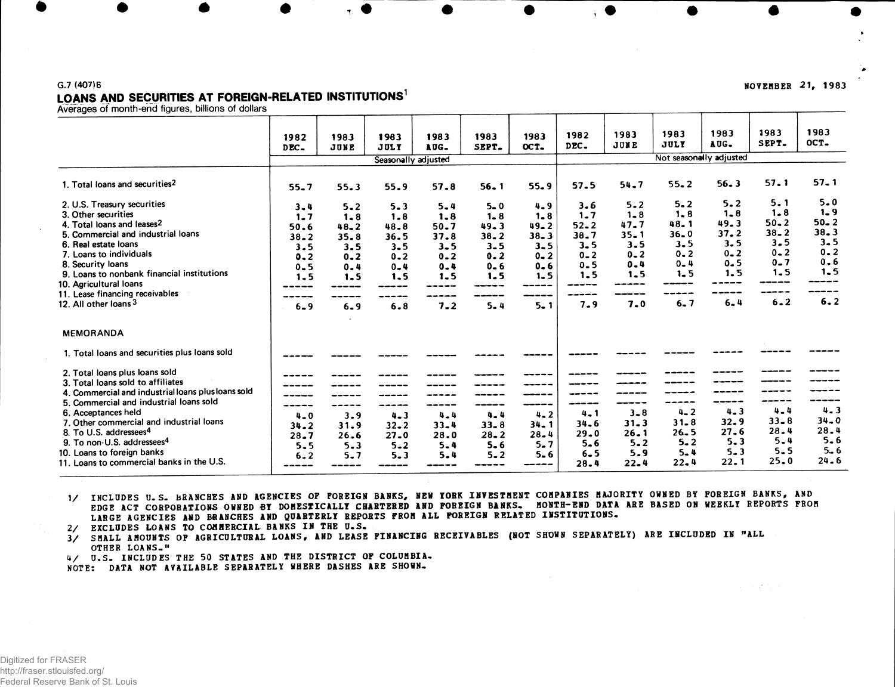G.7 (407)B

NOVEMBER 21, 1983

## LOANS AND SECURITIES AT FOREIGN-RELATED INSTITUTIONS[1]

Averages of month-end figures, billions of dollars

| | 1982 DEC. | 1983 JUNE | 1983 JULY | 1983 AUG. | 1983 SEPT. | 1983 OCT. | 1982 DEC. | 1983 JUNE | 1983 JULY | 1983 AUG. | 1983 SEPT. | 1983 OCT. |
|---|---|---|---|---|---|---|---|---|---|---|---|---|
| | Seasonally adjusted | | | | | | Not seasonally adjusted | | | | | |
| 1. Total loans and securities[2] | 55.7 | 55.3 | 55.9 | 57.8 | 56.1 | 55.9 | 57.5 | 54.7 | 55.2 | 56.3 | 57.1 | 57.1 |
| 2. U.S. Treasury securities | 3.4 | 5.2 | 5.3 | 5.4 | 5.0 | 4.9 | 3.6 | 5.2 | 5.2 | 5.2 | 5.1 | 5.0 |
| 3. Other securities | 1.7 | 1.8 | 1.8 | 1.8 | 1.8 | 1.8 | 1.7 | 1.8 | 1.8 | 1.8 | 1.8 | 1.9 |
| 4. Total loans and leases[2] | 50.6 | 48.2 | 48.8 | 50.7 | 49.3 | 49.2 | 52.2 | 47.7 | 48.1 | 49.3 | 50.2 | 50.2 |
| 5. Commercial and industrial loans | 38.2 | 35.8 | 36.5 | 37.8 | 38.2 | 38.3 | 38.7 | 35.1 | 36.0 | 37.2 | 38.2 | 38.3 |
| 6. Real estate loans | 3.5 | 3.5 | 3.5 | 3.5 | 3.5 | 3.5 | 3.5 | 3.5 | 3.5 | 3.5 | 3.5 | 3.5 |
| 7. Loans to individuals | 0.2 | 0.2 | 0.2 | 0.2 | 0.2 | 0.2 | 0.2 | 0.2 | 0.2 | 0.2 | 0.2 | 0.2 |
| 8. Security loans | 0.5 | 0.4 | 0.4 | 0.4 | 0.6 | 0.6 | 0.5 | 0.4 | 0.4 | 0.5 | 0.7 | 0.6 |
| 9. Loans to nonbank financial institutions | 1.5 | 1.5 | 1.5 | 1.5 | 1.5 | 1.5 | 1.5 | 1.5 | 1.5 | 1.5 | 1.5 | 1.5 |
| 10. Agricultural loans | ----- | ----- | ----- | ----- | ----- | ----- | ----- | ----- | ----- | ----- | ----- | ----- |
| 11. Lease financing receivables | ----- | ----- | ----- | ----- | ----- | ----- | ----- | ----- | ----- | ----- | ----- | ----- |
| 12. All other loans[3] | 6.9 | 6.9 | 6.8 | 7.2 | 5.4 | 5.1 | 7.9 | 7.0 | 6.7 | 6.4 | 6.2 | 6.2 |
| **MEMORANDA** | | | | | | | | | | | | |
| 1. Total loans and securities plus loans sold | ----- | ----- | ----- | ----- | ----- | ----- | ----- | ----- | ----- | ----- | ----- | ----- |
| 2. Total loans plus loans sold | ----- | ----- | ----- | ----- | ----- | ----- | ----- | ----- | ----- | ----- | ----- | ----- |
| 3. Total loans sold to affiliates | ----- | ----- | ----- | ----- | ----- | ----- | ----- | ----- | ----- | ----- | ----- | ----- |
| 4. Commercial and industrial loans plus loans sold | ----- | ----- | ----- | ----- | ----- | ----- | ----- | ----- | ----- | ----- | ----- | ----- |
| 5. Commercial and industrial loans sold | ----- | ----- | ----- | ----- | ----- | ----- | ----- | ----- | ----- | ----- | ----- | ----- |
| 6. Acceptances held | 4.0 | 3.9 | 4.3 | 4.4 | 4.4 | 4.2 | 4.1 | 3.8 | 4.2 | 4.3 | 4.4 | 4.3 |
| 7. Other commercial and industrial loans | 34.2 | 31.9 | 32.2 | 33.4 | 33.8 | 34.1 | 34.6 | 31.3 | 31.8 | 32.9 | 33.8 | 34.0 |
| 8. To U.S. addressees[4] | 28.7 | 26.6 | 27.0 | 28.0 | 28.2 | 28.4 | 29.0 | 26.1 | 26.5 | 27.6 | 28.4 | 28.4 |
| 9. To non-U.S. addressees[4] | 5.5 | 5.3 | 5.2 | 5.4 | 5.6 | 5.7 | 5.6 | 5.2 | 5.2 | 5.3 | 5.4 | 5.6 |
| 10. Loans to foreign banks | 6.2 | 5.7 | 5.3 | 5.4 | 5.2 | 5.6 | 6.5 | 5.9 | 5.4 | 5.3 | 5.5 | 5.6 |
| 11. Loans to commercial banks in the U.S. | ----- | ----- | ----- | ----- | ----- | ----- | 28.4 | 22.4 | 22.4 | 22.1 | 25.0 | 24.6 |

1/ INCLUDES U.S. BRANCHES AND AGENCIES OF FOREIGN BANKS, NEW YORK INVESTMENT COMPANIES MAJORITY OWNED BY FOREIGN BANKS, AND EDGE ACT CORPORATIONS OWNED BY DOMESTICALLY CHARTERED AND FOREIGN BANKS. MONTH-END DATA ARE BASED ON WEEKLY REPORTS FROM LARGE AGENCIES AND BRANCHES AND QUARTERLY REPORTS FROM ALL FOREIGN RELATED INSTITUTIONS.

2/ EXCLUDES LOANS TO COMMERCIAL BANKS IN THE U.S.

3/ SMALL AMOUNTS OF AGRICULTURAL LOANS, AND LEASE FINANCING RECEIVABLES (NOT SHOWN SEPARATELY) ARE INCLUDED IN "ALL OTHER LOANS."

4/ U.S. INCLUDES THE 50 STATES AND THE DISTRICT OF COLUMBIA.

NOTE: DATA NOT AVAILABLE SEPARATELY WHERE DASHES ARE SHOWN.